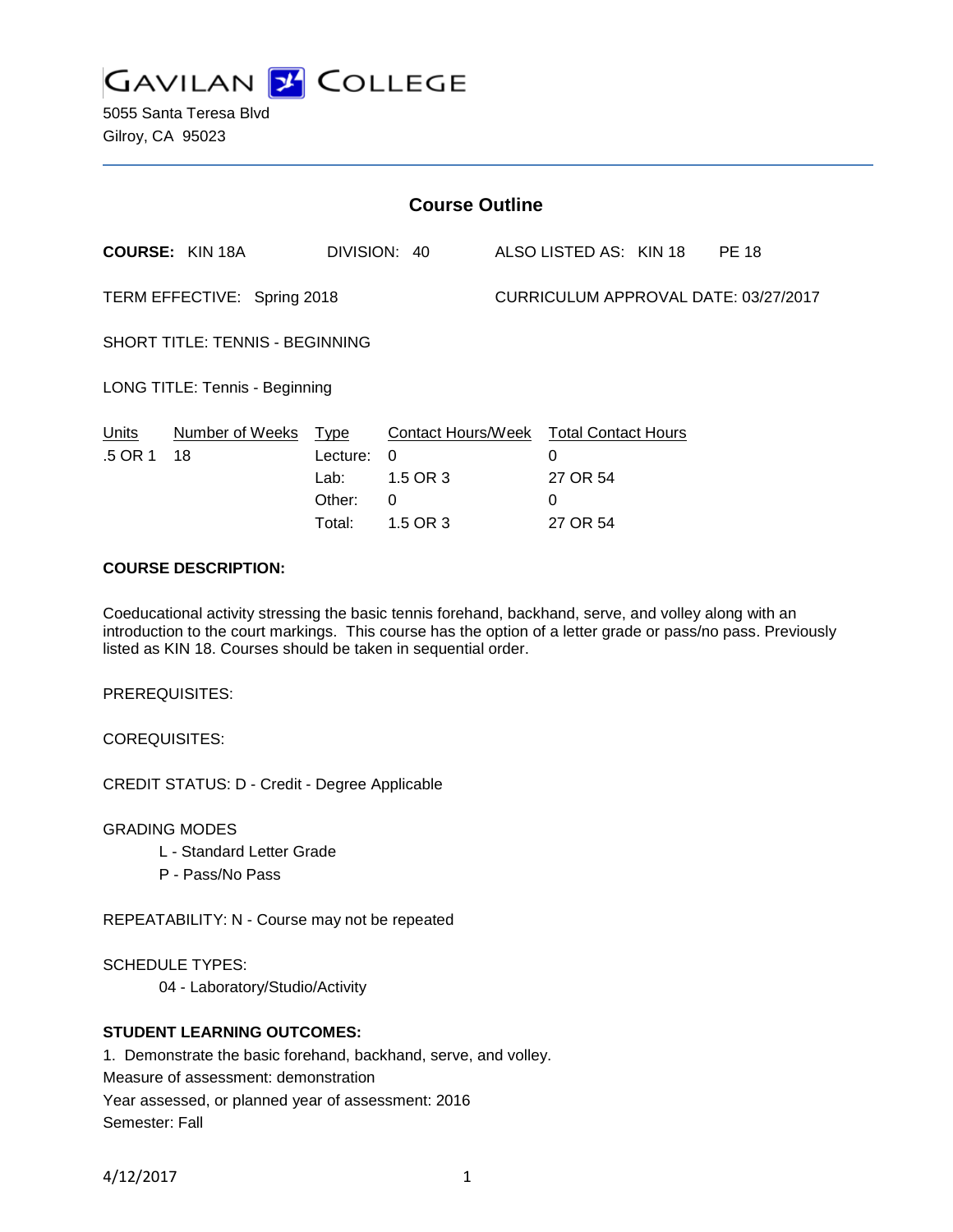# GAVILAN COLLEGE

5055 Santa Teresa Blvd
Gilroy, CA 95023

## Course Outline

**COURSE:** KIN 18A DIVISION: 40 ALSO LISTED AS: KIN 18 PE 18

TERM EFFECTIVE: Spring 2018 CURRICULUM APPROVAL DATE: 03/27/2017

SHORT TITLE: TENNIS - BEGINNING

LONG TITLE: Tennis - Beginning

| Units | Number of Weeks | Type | Contact Hours/Week | Total Contact Hours |
|---|---|---|---|---|
| .5 OR 1 | 18 | Lecture: | 0 | 0 |
| | | Lab: | 1.5 OR 3 | 27 OR 54 |
| | | Other: | 0 | 0 |
| | | Total: | 1.5 OR 3 | 27 OR 54 |

**COURSE DESCRIPTION:**

Coeducational activity stressing the basic tennis forehand, backhand, serve, and volley along with an introduction to the court markings. This course has the option of a letter grade or pass/no pass. Previously listed as KIN 18. Courses should be taken in sequential order.

PREREQUISITES:

COREQUISITES:

CREDIT STATUS: D - Credit - Degree Applicable

GRADING MODES
- L - Standard Letter Grade
- P - Pass/No Pass

REPEATABILITY: N - Course may not be repeated

SCHEDULE TYPES:
- 04 - Laboratory/Studio/Activity

**STUDENT LEARNING OUTCOMES:**

1. Demonstrate the basic forehand, backhand, serve, and volley.
Measure of assessment: demonstration
Year assessed, or planned year of assessment: 2016
Semester: Fall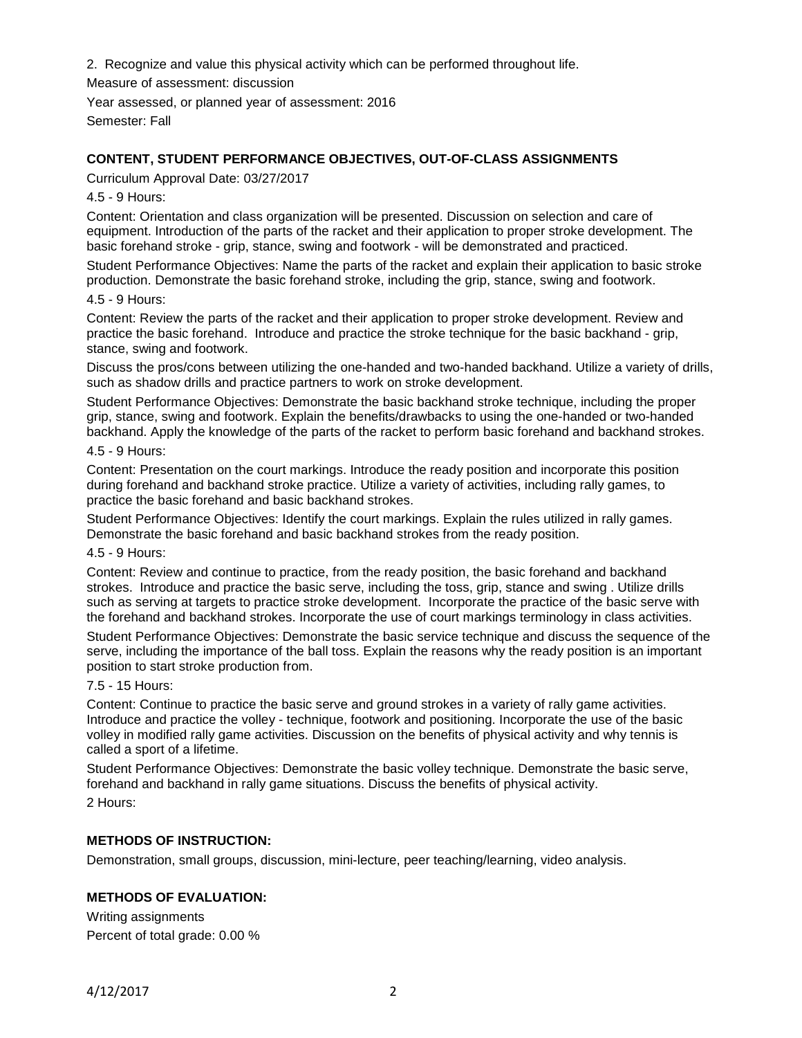2. Recognize and value this physical activity which can be performed throughout life.

Measure of assessment: discussion

Year assessed, or planned year of assessment: 2016

Semester: Fall

**CONTENT, STUDENT PERFORMANCE OBJECTIVES, OUT-OF-CLASS ASSIGNMENTS**

Curriculum Approval Date: 03/27/2017

4.5 - 9 Hours:

Content: Orientation and class organization will be presented. Discussion on selection and care of equipment. Introduction of the parts of the racket and their application to proper stroke development. The basic forehand stroke - grip, stance, swing and footwork - will be demonstrated and practiced.

Student Performance Objectives: Name the parts of the racket and explain their application to basic stroke production. Demonstrate the basic forehand stroke, including the grip, stance, swing and footwork.

4.5 - 9 Hours:

Content: Review the parts of the racket and their application to proper stroke development. Review and practice the basic forehand. Introduce and practice the stroke technique for the basic backhand - grip, stance, swing and footwork.

Discuss the pros/cons between utilizing the one-handed and two-handed backhand. Utilize a variety of drills, such as shadow drills and practice partners to work on stroke development.

Student Performance Objectives: Demonstrate the basic backhand stroke technique, including the proper grip, stance, swing and footwork. Explain the benefits/drawbacks to using the one-handed or two-handed backhand. Apply the knowledge of the parts of the racket to perform basic forehand and backhand strokes.

4.5 - 9 Hours:

Content: Presentation on the court markings. Introduce the ready position and incorporate this position during forehand and backhand stroke practice. Utilize a variety of activities, including rally games, to practice the basic forehand and basic backhand strokes.

Student Performance Objectives: Identify the court markings. Explain the rules utilized in rally games. Demonstrate the basic forehand and basic backhand strokes from the ready position.

4.5 - 9 Hours:

Content: Review and continue to practice, from the ready position, the basic forehand and backhand strokes. Introduce and practice the basic serve, including the toss, grip, stance and swing . Utilize drills such as serving at targets to practice stroke development. Incorporate the practice of the basic serve with the forehand and backhand strokes. Incorporate the use of court markings terminology in class activities.

Student Performance Objectives: Demonstrate the basic service technique and discuss the sequence of the serve, including the importance of the ball toss. Explain the reasons why the ready position is an important position to start stroke production from.

7.5 - 15 Hours:

Content: Continue to practice the basic serve and ground strokes in a variety of rally game activities. Introduce and practice the volley - technique, footwork and positioning. Incorporate the use of the basic volley in modified rally game activities. Discussion on the benefits of physical activity and why tennis is called a sport of a lifetime.

Student Performance Objectives: Demonstrate the basic volley technique. Demonstrate the basic serve, forehand and backhand in rally game situations. Discuss the benefits of physical activity.

2 Hours:

**METHODS OF INSTRUCTION:**

Demonstration, small groups, discussion, mini-lecture, peer teaching/learning, video analysis.

**METHODS OF EVALUATION:**

Writing assignments

Percent of total grade: 0.00 %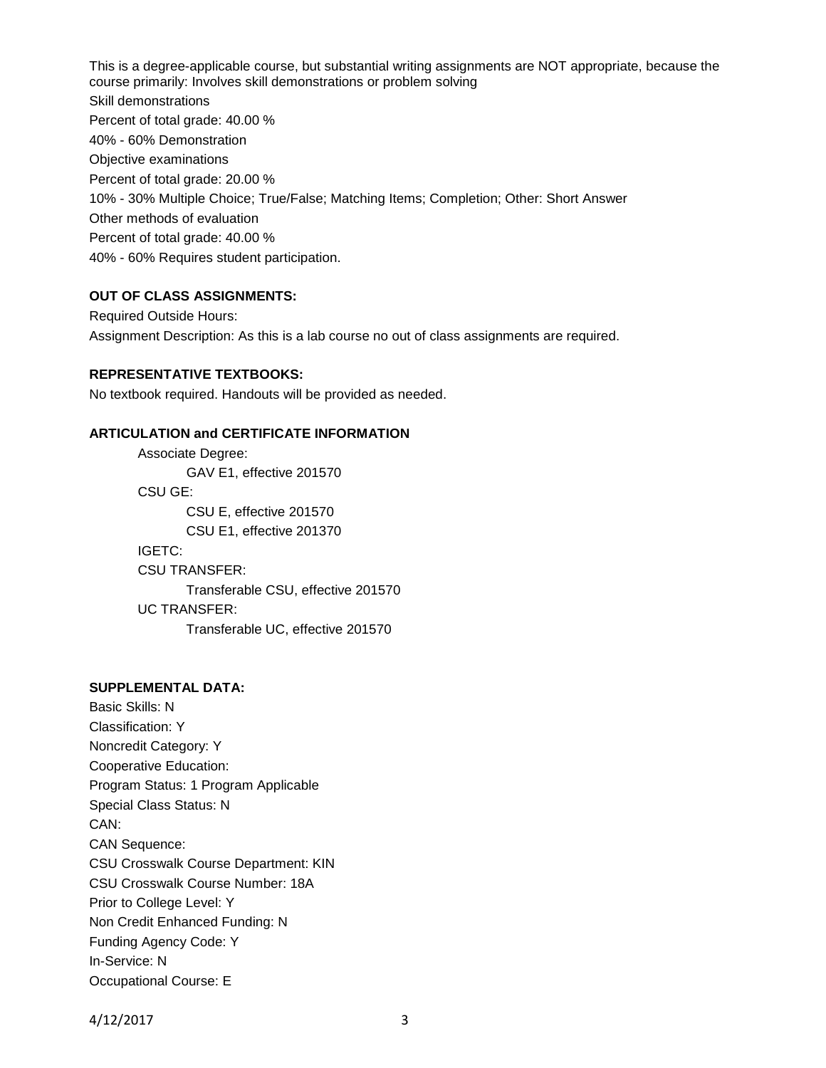This is a degree-applicable course, but substantial writing assignments are NOT appropriate, because the course primarily: Involves skill demonstrations or problem solving

Skill demonstrations

Percent of total grade: 40.00 %

40% - 60% Demonstration

Objective examinations

Percent of total grade: 20.00 %

10% - 30% Multiple Choice; True/False; Matching Items; Completion; Other: Short Answer

Other methods of evaluation

Percent of total grade: 40.00 %

40% - 60% Requires student participation.

**OUT OF CLASS ASSIGNMENTS:**

Required Outside Hours:

Assignment Description: As this is a lab course no out of class assignments are required.

**REPRESENTATIVE TEXTBOOKS:**

No textbook required. Handouts will be provided as needed.

**ARTICULATION and CERTIFICATE INFORMATION**

Associate Degree:
- GAV E1, effective 201570

CSU GE:
- CSU E, effective 201570
- CSU E1, effective 201370

IGETC:

CSU TRANSFER:
- Transferable CSU, effective 201570

UC TRANSFER:
- Transferable UC, effective 201570

**SUPPLEMENTAL DATA:**

Basic Skills: N

Classification: Y

Noncredit Category: Y

Cooperative Education:

Program Status: 1 Program Applicable

Special Class Status: N

CAN:

CAN Sequence:

CSU Crosswalk Course Department: KIN

CSU Crosswalk Course Number: 18A

Prior to College Level: Y

Non Credit Enhanced Funding: N

Funding Agency Code: Y

In-Service: N

Occupational Course: E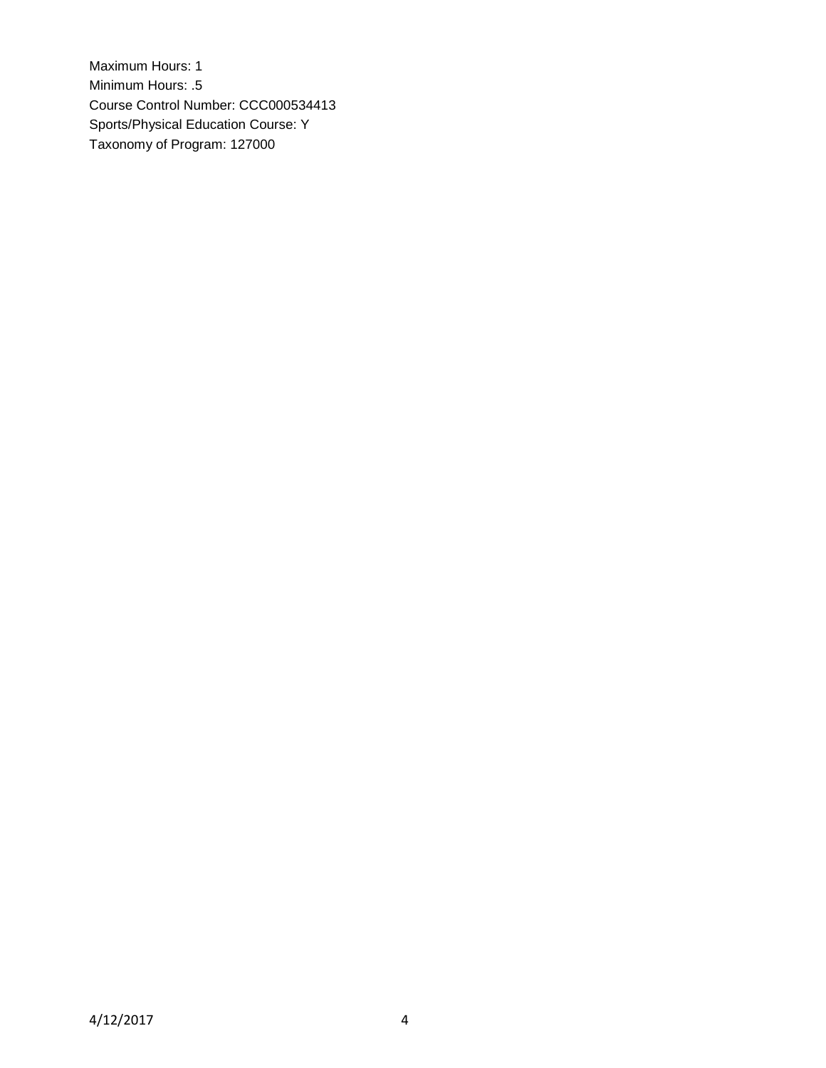Maximum Hours: 1
Minimum Hours: .5
Course Control Number: CCC000534413
Sports/Physical Education Course: Y
Taxonomy of Program: 127000